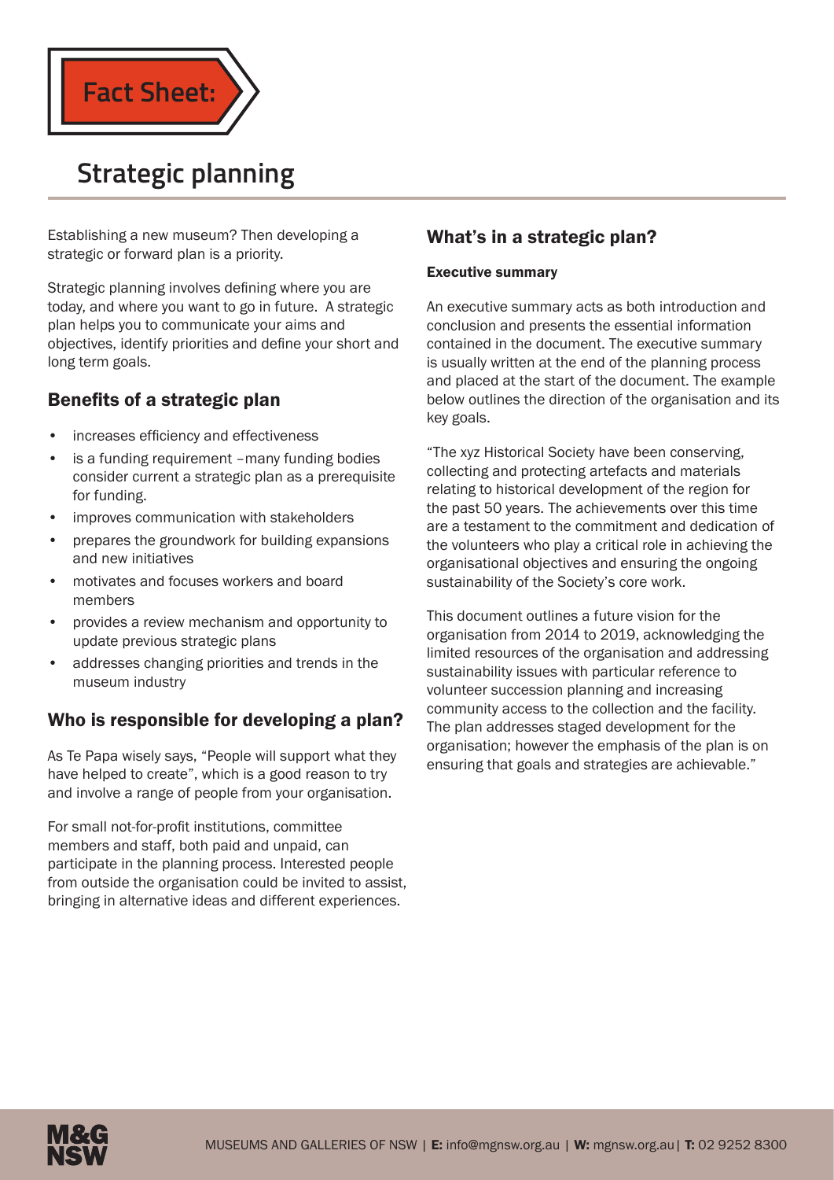Fact Sheet:

# Strategic planning

Establishing a new museum? Then developing a strategic or forward plan is a priority.

Strategic planning involves defining where you are today, and where you want to go in future. A strategic plan helps you to communicate your aims and objectives, identify priorities and define your short and long term goals.

## Benefits of a strategic plan

- increases efficiency and effectiveness
- is a funding requirement –many funding bodies consider current a strategic plan as a prerequisite for funding.
- improves communication with stakeholders
- prepares the groundwork for building expansions and new initiatives
- motivates and focuses workers and board members
- provides a review mechanism and opportunity to update previous strategic plans
- addresses changing priorities and trends in the museum industry

## Who is responsible for developing a plan?

As Te Papa wisely says, "People will support what they have helped to create", which is a good reason to try and involve a range of people from your organisation.

For small not-for-profit institutions, committee members and staff, both paid and unpaid, can participate in the planning process. Interested people from outside the organisation could be invited to assist, bringing in alternative ideas and different experiences.

## What's in a strategic plan?

### Executive summary

An executive summary acts as both introduction and conclusion and presents the essential information contained in the document. The executive summary is usually written at the end of the planning process and placed at the start of the document. The example below outlines the direction of the organisation and its key goals.

"The xyz Historical Society have been conserving, collecting and protecting artefacts and materials relating to historical development of the region for the past 50 years. The achievements over this time are a testament to the commitment and dedication of the volunteers who play a critical role in achieving the organisational objectives and ensuring the ongoing sustainability of the Society's core work.

This document outlines a future vision for the organisation from 2014 to 2019, acknowledging the limited resources of the organisation and addressing sustainability issues with particular reference to volunteer succession planning and increasing community access to the collection and the facility. The plan addresses staged development for the organisation; however the emphasis of the plan is on ensuring that goals and strategies are achievable."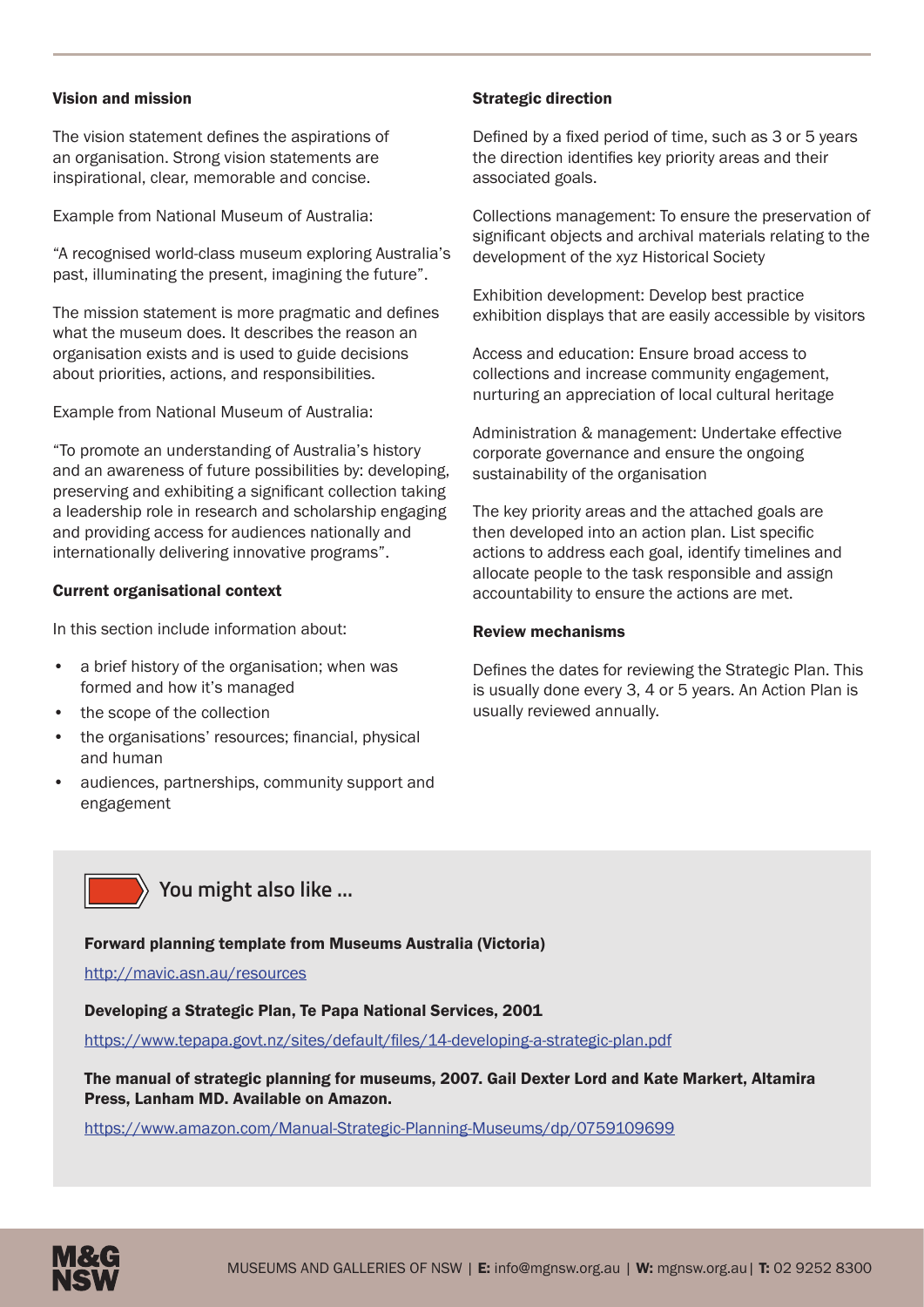### Vision and mission

The vision statement defines the aspirations of an organisation. Strong vision statements are inspirational, clear, memorable and concise.

Example from National Museum of Australia:

"A recognised world-class museum exploring Australia's past, illuminating the present, imagining the future".

The mission statement is more pragmatic and defines what the museum does. It describes the reason an organisation exists and is used to guide decisions about priorities, actions, and responsibilities.

Example from National Museum of Australia:

"To promote an understanding of Australia's history and an awareness of future possibilities by: developing, preserving and exhibiting a significant collection taking a leadership role in research and scholarship engaging and providing access for audiences nationally and internationally delivering innovative programs".

### Current organisational context

In this section include information about:

- a brief history of the organisation; when was formed and how it's managed
- the scope of the collection
- the organisations' resources; financial, physical and human
- audiences, partnerships, community support and engagement

### Strategic direction

Defined by a fixed period of time, such as 3 or 5 years the direction identifies key priority areas and their associated goals.

Collections management: To ensure the preservation of significant objects and archival materials relating to the development of the xyz Historical Society

Exhibition development: Develop best practice exhibition displays that are easily accessible by visitors

Access and education: Ensure broad access to collections and increase community engagement, nurturing an appreciation of local cultural heritage

Administration & management: Undertake effective corporate governance and ensure the ongoing sustainability of the organisation

The key priority areas and the attached goals are then developed into an action plan. List specific actions to address each goal, identify timelines and allocate people to the task responsible and assign accountability to ensure the actions are met.

### Review mechanisms

Defines the dates for reviewing the Strategic Plan. This is usually done every 3, 4 or 5 years. An Action Plan is usually reviewed annually.

## You might also like ...

**Forward planning template from Museums Australia (Victoria)**

http://mavic.asn.au/resources

**Developing a Strategic Plan, Te Papa National Services, 2001**

https://www.tepapa.govt.nz/sites/default/files/14-developing-a-strategic-plan.pdf

**The manual of strategic planning for museums, 2007. Gail Dexter Lord and Kate Markert, Altamira Press, Lanham MD. Available on Amazon.**

https://www.amazon.com/Manual-Strategic-Planning-Museums/dp/0759109699

M&G NSW

MUSEUMS AND GALLERIES OF NSW | **E:** info@mgnsw.org.au | **W:** mgnsw.org.au | **T:** 02 9252 8300